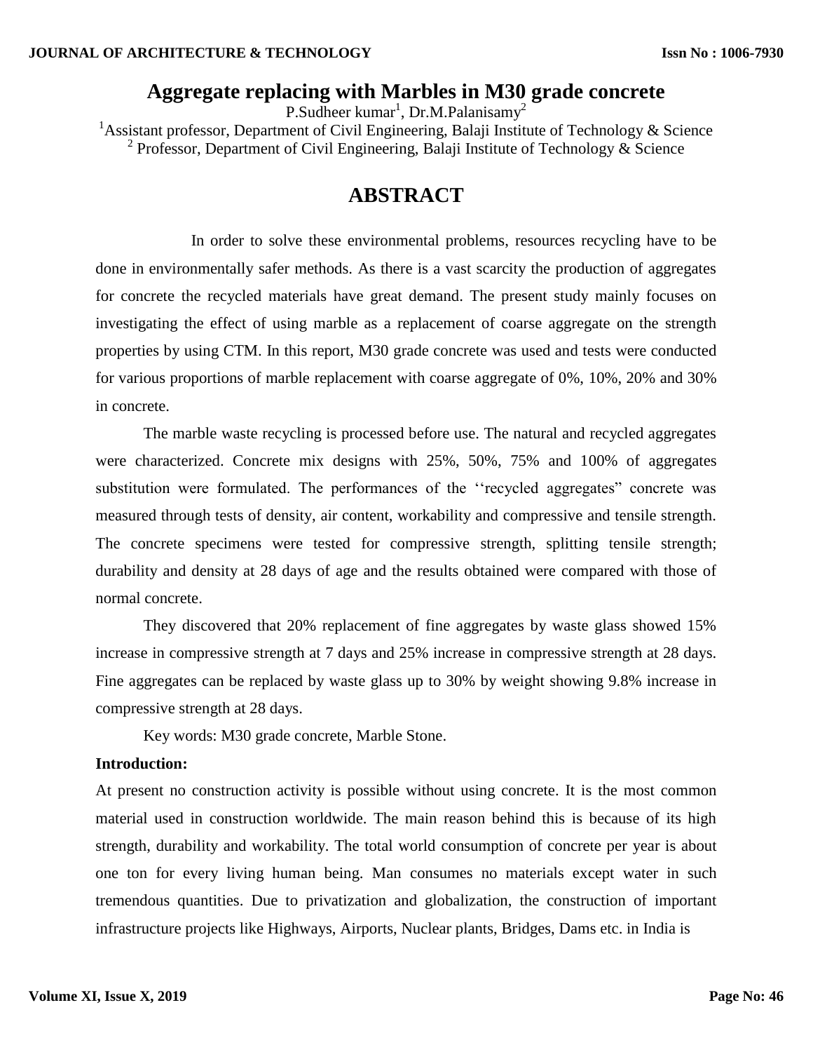# Aggregate replacing with Marbles in M30 grade concrete

P.Sudheer kumar[1], Dr.M.Palanisamy[2]

[1]Assistant professor, Department of Civil Engineering, Balaji Institute of Technology & Science

[2] Professor, Department of Civil Engineering, Balaji Institute of Technology & Science

## ABSTRACT

In order to solve these environmental problems, resources recycling have to be done in environmentally safer methods. As there is a vast scarcity the production of aggregates for concrete the recycled materials have great demand. The present study mainly focuses on investigating the effect of using marble as a replacement of coarse aggregate on the strength properties by using CTM. In this report, M30 grade concrete was used and tests were conducted for various proportions of marble replacement with coarse aggregate of 0%, 10%, 20% and 30% in concrete.

The marble waste recycling is processed before use. The natural and recycled aggregates were characterized. Concrete mix designs with 25%, 50%, 75% and 100% of aggregates substitution were formulated. The performances of the ''recycled aggregates" concrete was measured through tests of density, air content, workability and compressive and tensile strength. The concrete specimens were tested for compressive strength, splitting tensile strength; durability and density at 28 days of age and the results obtained were compared with those of normal concrete.

They discovered that 20% replacement of fine aggregates by waste glass showed 15% increase in compressive strength at 7 days and 25% increase in compressive strength at 28 days. Fine aggregates can be replaced by waste glass up to 30% by weight showing 9.8% increase in compressive strength at 28 days.

Key words: M30 grade concrete, Marble Stone.

**Introduction:**

At present no construction activity is possible without using concrete. It is the most common material used in construction worldwide. The main reason behind this is because of its high strength, durability and workability. The total world consumption of concrete per year is about one ton for every living human being. Man consumes no materials except water in such tremendous quantities. Due to privatization and globalization, the construction of important infrastructure projects like Highways, Airports, Nuclear plants, Bridges, Dams etc. in India is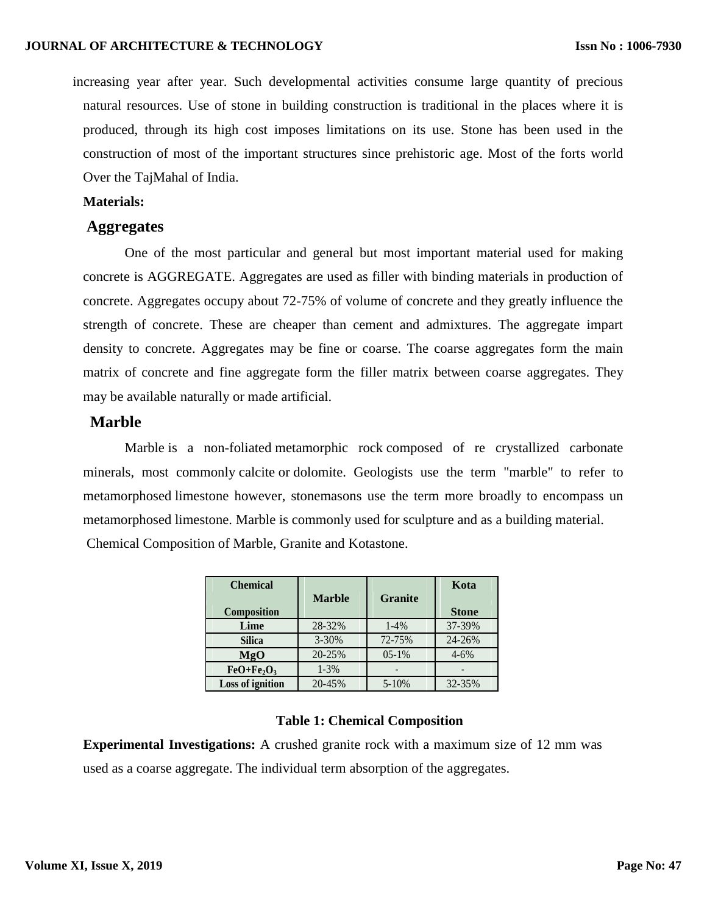increasing year after year. Such developmental activities consume large quantity of precious natural resources. Use of stone in building construction is traditional in the places where it is produced, through its high cost imposes limitations on its use. Stone has been used in the construction of most of the important structures since prehistoric age. Most of the forts world Over the TajMahal of India.

**Materials:**

## Aggregates

One of the most particular and general but most important material used for making concrete is AGGREGATE. Aggregates are used as filler with binding materials in production of concrete. Aggregates occupy about 72-75% of volume of concrete and they greatly influence the strength of concrete. These are cheaper than cement and admixtures. The aggregate impart density to concrete. Aggregates may be fine or coarse. The coarse aggregates form the main matrix of concrete and fine aggregate form the filler matrix between coarse aggregates. They may be available naturally or made artificial.

## Marble

Marble is a non-foliated metamorphic rock composed of re crystallized carbonate minerals, most commonly calcite or dolomite. Geologists use the term "marble" to refer to metamorphosed limestone however, stonemasons use the term more broadly to encompass un metamorphosed limestone. Marble is commonly used for sculpture and as a building material.

Chemical Composition of Marble, Granite and Kotastone.

| Chemical Composition | Marble | Granite | Kota Stone |
|---|---|---|---|
| Lime | 28-32% | 1-4% | 37-39% |
| Silica | 3-30% | 72-75% | 24-26% |
| MgO | 20-25% | 05-1% | 4-6% |
| $FeO+Fe_2O_3$ | 1-3% | - | - |
| Loss of ignition | 20-45% | 5-10% | 32-35% |

**Table 1: Chemical Composition**

**Experimental Investigations:** A crushed granite rock with a maximum size of 12 mm was used as a coarse aggregate. The individual term absorption of the aggregates.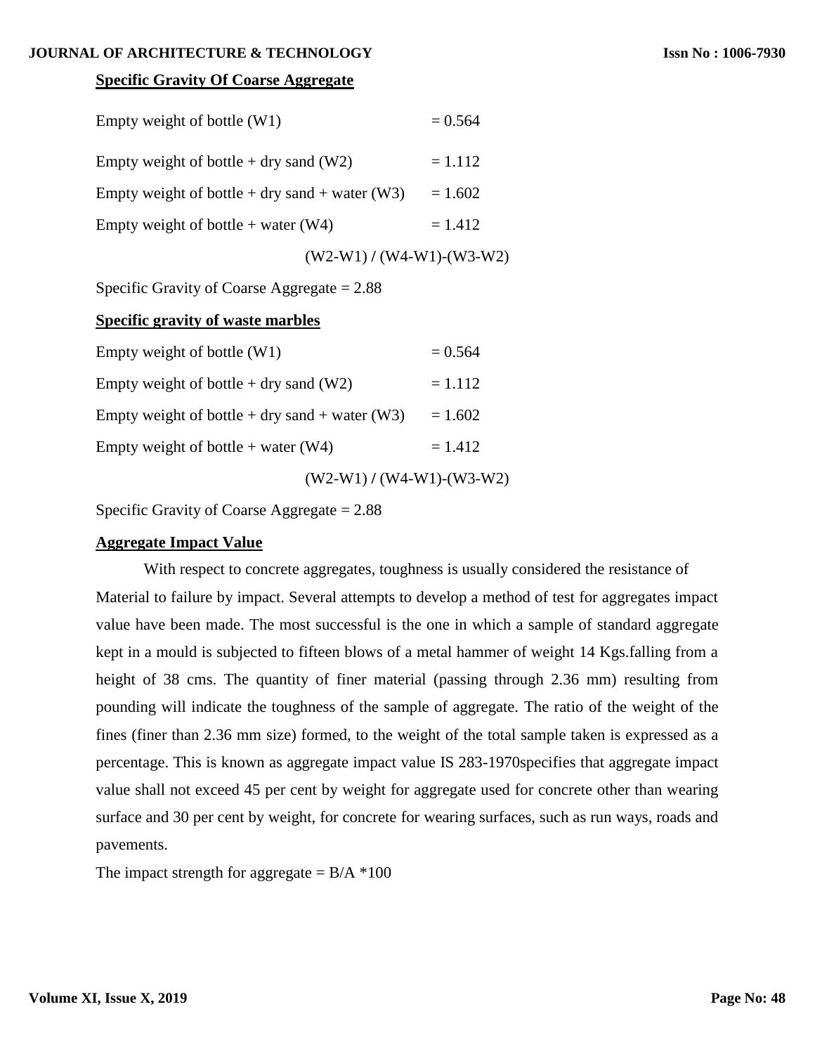### Specific Gravity Of Coarse Aggregate

Empty weight of bottle (W1) = 0.564

Empty weight of bottle + dry sand (W2) = 1.112

Empty weight of bottle + dry sand + water (W3) = 1.602

Empty weight of bottle + water (W4) = 1.412

$$(W2-W1) / (W4-W1)-(W3-W2)$$

Specific Gravity of Coarse Aggregate = 2.88

### Specific gravity of waste marbles

Empty weight of bottle (W1) = 0.564

Empty weight of bottle + dry sand (W2) = 1.112

Empty weight of bottle + dry sand + water (W3) = 1.602

Empty weight of bottle + water (W4) = 1.412

$$(W2-W1) / (W4-W1)-(W3-W2)$$

Specific Gravity of Coarse Aggregate = 2.88

### Aggregate Impact Value

With respect to concrete aggregates, toughness is usually considered the resistance of Material to failure by impact. Several attempts to develop a method of test for aggregates impact value have been made. The most successful is the one in which a sample of standard aggregate kept in a mould is subjected to fifteen blows of a metal hammer of weight 14 Kgs.falling from a height of 38 cms. The quantity of finer material (passing through 2.36 mm) resulting from pounding will indicate the toughness of the sample of aggregate. The ratio of the weight of the fines (finer than 2.36 mm size) formed, to the weight of the total sample taken is expressed as a percentage. This is known as aggregate impact value IS 283-1970specifies that aggregate impact value shall not exceed 45 per cent by weight for aggregate used for concrete other than wearing surface and 30 per cent by weight, for concrete for wearing surfaces, such as run ways, roads and pavements.

The impact strength for aggregate = $B/A * 100$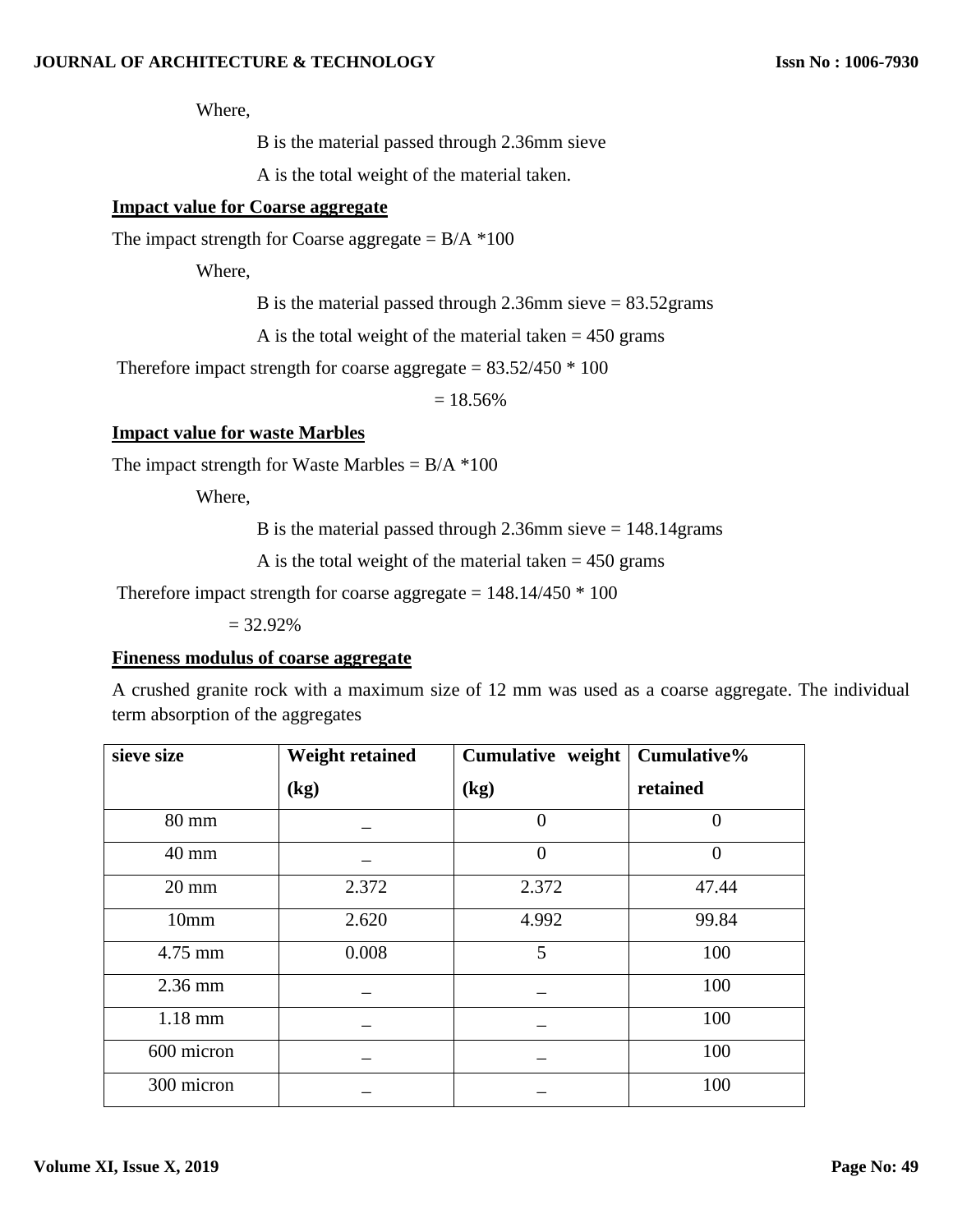Where,

B is the material passed through 2.36mm sieve

A is the total weight of the material taken.

**Impact value for Coarse aggregate**

The impact strength for Coarse aggregate = B/A *100

Where,

B is the material passed through 2.36mm sieve = 83.52grams

A is the total weight of the material taken = 450 grams

Therefore impact strength for coarse aggregate = 83.52/450 * 100

= 18.56%

**Impact value for waste Marbles**

The impact strength for Waste Marbles = B/A *100

Where,

B is the material passed through 2.36mm sieve = 148.14grams

A is the total weight of the material taken = 450 grams

Therefore impact strength for coarse aggregate = 148.14/450 * 100

= 32.92%

**Fineness modulus of coarse aggregate**

A crushed granite rock with a maximum size of 12 mm was used as a coarse aggregate. The individual term absorption of the aggregates

| sieve size | Weight retained (kg) | Cumulative weight (kg) | Cumulative% retained |
|---|---|---|---|
| 80 mm | _ | 0 | 0 |
| 40 mm | _ | 0 | 0 |
| 20 mm | 2.372 | 2.372 | 47.44 |
| 10mm | 2.620 | 4.992 | 99.84 |
| 4.75 mm | 0.008 | 5 | 100 |
| 2.36 mm | _ | _ | 100 |
| 1.18 mm | _ | _ | 100 |
| 600 micron | _ | _ | 100 |
| 300 micron | _ | _ | 100 |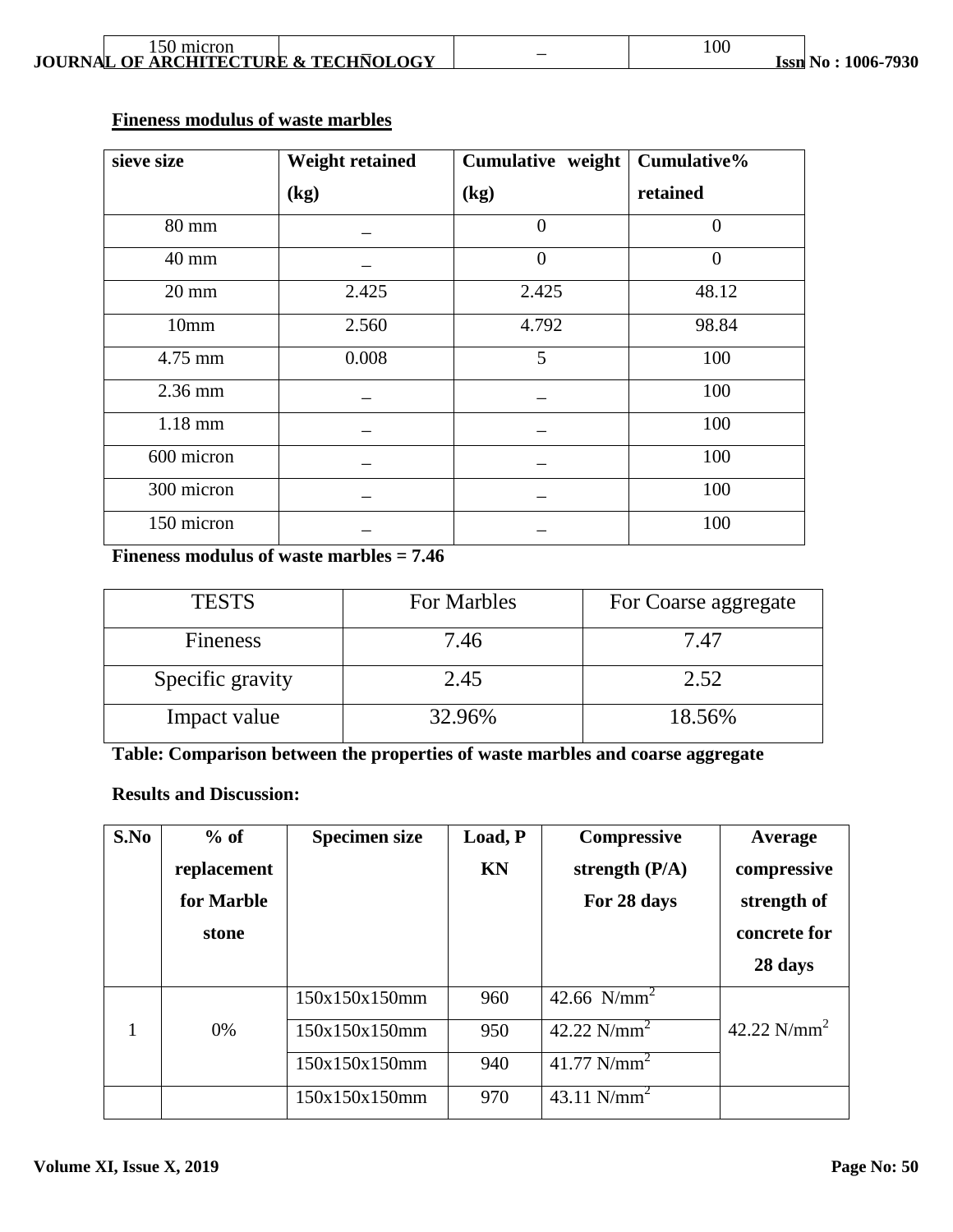| 150 micron | _ | _ | 100 |
|---|---|---|---|

**Fineness modulus of waste marbles**

| sieve size | Weight retained (kg) | Cumulative weight (kg) | Cumulative% retained |
|---|---|---|---|
| 80 mm | _ | 0 | 0 |
| 40 mm | _ | 0 | 0 |
| 20 mm | 2.425 | 2.425 | 48.12 |
| 10mm | 2.560 | 4.792 | 98.84 |
| 4.75 mm | 0.008 | 5 | 100 |
| 2.36 mm | _ | _ | 100 |
| 1.18 mm | _ | _ | 100 |
| 600 micron | _ | _ | 100 |
| 300 micron | _ | _ | 100 |
| 150 micron | _ | _ | 100 |

**Fineness modulus of waste marbles = 7.46**

| TESTS | For Marbles | For Coarse aggregate |
|---|---|---|
| Fineness | 7.46 | 7.47 |
| Specific gravity | 2.45 | 2.52 |
| Impact value | 32.96% | 18.56% |

**Table: Comparison between the properties of waste marbles and coarse aggregate**

**Results and Discussion:**

| S.No | % of replacement for Marble stone | Specimen size | Load, P KN | Compressive strength (P/A) For 28 days | Average compressive strength of concrete for 28 days |
|---|---|---|---|---|---|
| 1 | 0% | 150x150x150mm | 960 | 42.66 $N/mm^2$ | 42.22 $N/mm^2$ |
| | | 150x150x150mm | 950 | 42.22 $N/mm^2$ | |
| | | 150x150x150mm | 940 | 41.77 $N/mm^2$ | |
| | | 150x150x150mm | 970 | 43.11 $N/mm^2$ | |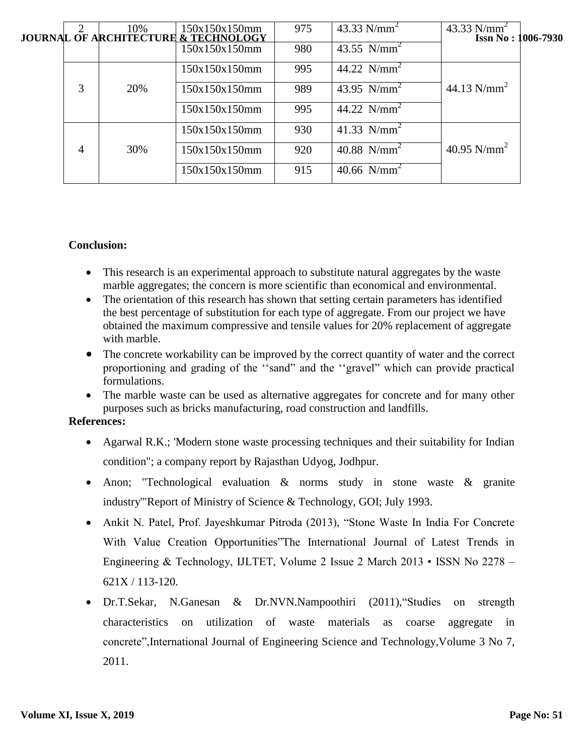| | | | | | |
|---|---|---|---|---|---|
| 2 | 10% | 150x150x150mm | 975 | 43.33 $N/mm^2$ | 43.33 $N/mm^2$ |
| | | 150x150x150mm | 980 | 43.55 $N/mm^2$ | |
| 3 | 20% | 150x150x150mm | 995 | 44.22 $N/mm^2$ | 44.13 $N/mm^2$ |
| | | 150x150x150mm | 989 | 43.95 $N/mm^2$ | |
| | | 150x150x150mm | 995 | 44.22 $N/mm^2$ | |
| 4 | 30% | 150x150x150mm | 930 | 41.33 $N/mm^2$ | 40.95 $N/mm^2$ |
| | | 150x150x150mm | 920 | 40.88 $N/mm^2$ | |
| | | 150x150x150mm | 915 | 40.66 $N/mm^2$ | |

**Conclusion:**

- This research is an experimental approach to substitute natural aggregates by the waste marble aggregates; the concern is more scientific than economical and environmental.
- The orientation of this research has shown that setting certain parameters has identified the best percentage of substitution for each type of aggregate. From our project we have obtained the maximum compressive and tensile values for 20% replacement of aggregate with marble.
- The concrete workability can be improved by the correct quantity of water and the correct proportioning and grading of the ‘‘sand” and the ‘‘gravel” which can provide practical formulations.
- The marble waste can be used as alternative aggregates for concrete and for many other purposes such as bricks manufacturing, road construction and landfills.

**References:**

- Agarwal R.K.; 'Modern stone waste processing techniques and their suitability for Indian condition"; a company report by Rajasthan Udyog, Jodhpur.
- Anon; "Technological evaluation & norms study in stone waste & granite industry"'Report of Ministry of Science & Technology, GOI; July 1993.
- Ankit N. Patel, Prof. Jayeshkumar Pitroda (2013), “Stone Waste In India For Concrete With Value Creation Opportunities”The International Journal of Latest Trends in Engineering & Technology, IJLTET, Volume 2 Issue 2 March 2013 • ISSN No 2278 – 621X / 113-120.
- Dr.T.Sekar, N.Ganesan & Dr.NVN.Nampoothiri (2011),“Studies on strength characteristics on utilization of waste materials as coarse aggregate in concrete”,International Journal of Engineering Science and Technology,Volume 3 No 7, 2011.